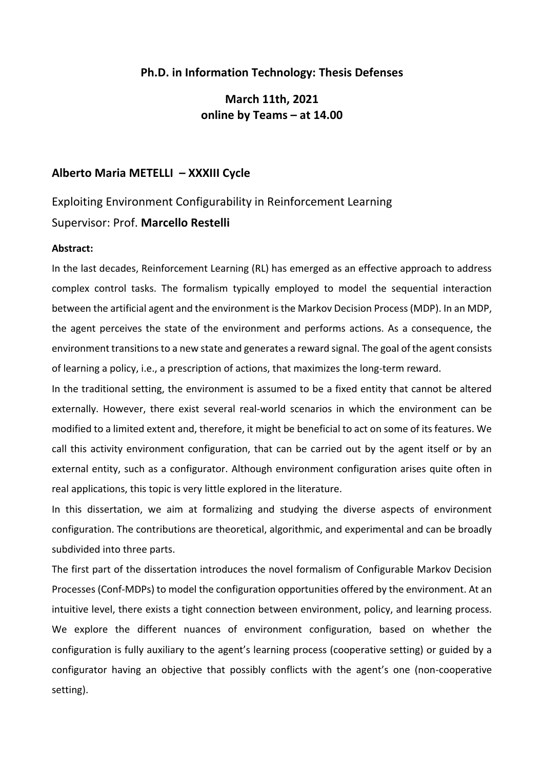**Ph.D. in Information Technology: Thesis Defenses**

**March 11th, 2021**
**online by Teams – at 14.00**

## Alberto Maria METELLI – XXXIII Cycle

Exploiting Environment Configurability in Reinforcement Learning
Supervisor: Prof. **Marcello Restelli**

**Abstract:**

In the last decades, Reinforcement Learning (RL) has emerged as an effective approach to address complex control tasks. The formalism typically employed to model the sequential interaction between the artificial agent and the environment is the Markov Decision Process (MDP). In an MDP, the agent perceives the state of the environment and performs actions. As a consequence, the environment transitions to a new state and generates a reward signal. The goal of the agent consists of learning a policy, i.e., a prescription of actions, that maximizes the long-term reward.

In the traditional setting, the environment is assumed to be a fixed entity that cannot be altered externally. However, there exist several real-world scenarios in which the environment can be modified to a limited extent and, therefore, it might be beneficial to act on some of its features. We call this activity environment configuration, that can be carried out by the agent itself or by an external entity, such as a configurator. Although environment configuration arises quite often in real applications, this topic is very little explored in the literature.

In this dissertation, we aim at formalizing and studying the diverse aspects of environment configuration. The contributions are theoretical, algorithmic, and experimental and can be broadly subdivided into three parts.

The first part of the dissertation introduces the novel formalism of Configurable Markov Decision Processes (Conf-MDPs) to model the configuration opportunities offered by the environment. At an intuitive level, there exists a tight connection between environment, policy, and learning process. We explore the different nuances of environment configuration, based on whether the configuration is fully auxiliary to the agent's learning process (cooperative setting) or guided by a configurator having an objective that possibly conflicts with the agent's one (non-cooperative setting).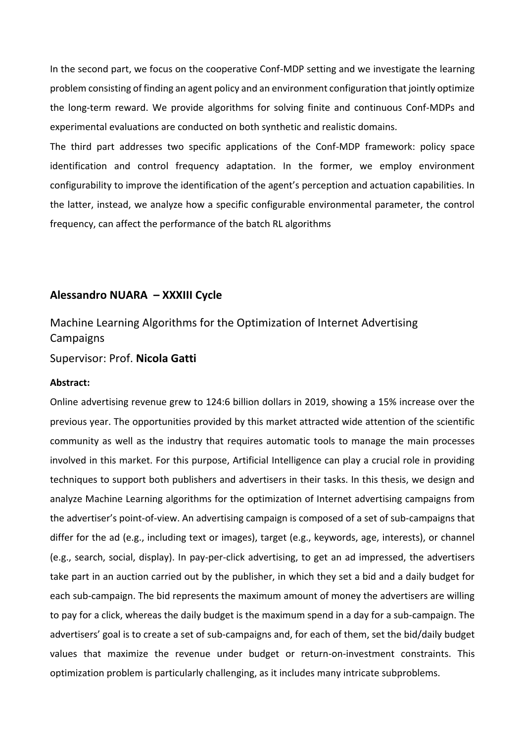In the second part, we focus on the cooperative Conf-MDP setting and we investigate the learning problem consisting of finding an agent policy and an environment configuration that jointly optimize the long-term reward. We provide algorithms for solving finite and continuous Conf-MDPs and experimental evaluations are conducted on both synthetic and realistic domains.

The third part addresses two specific applications of the Conf-MDP framework: policy space identification and control frequency adaptation. In the former, we employ environment configurability to improve the identification of the agent's perception and actuation capabilities. In the latter, instead, we analyze how a specific configurable environmental parameter, the control frequency, can affect the performance of the batch RL algorithms

## Alessandro NUARA – XXXIII Cycle

Machine Learning Algorithms for the Optimization of Internet Advertising Campaigns

Supervisor: Prof. **Nicola Gatti**

**Abstract:**

Online advertising revenue grew to 124:6 billion dollars in 2019, showing a 15% increase over the previous year. The opportunities provided by this market attracted wide attention of the scientific community as well as the industry that requires automatic tools to manage the main processes involved in this market. For this purpose, Artificial Intelligence can play a crucial role in providing techniques to support both publishers and advertisers in their tasks. In this thesis, we design and analyze Machine Learning algorithms for the optimization of Internet advertising campaigns from the advertiser's point-of-view. An advertising campaign is composed of a set of sub-campaigns that differ for the ad (e.g., including text or images), target (e.g., keywords, age, interests), or channel (e.g., search, social, display). In pay-per-click advertising, to get an ad impressed, the advertisers take part in an auction carried out by the publisher, in which they set a bid and a daily budget for each sub-campaign. The bid represents the maximum amount of money the advertisers are willing to pay for a click, whereas the daily budget is the maximum spend in a day for a sub-campaign. The advertisers' goal is to create a set of sub-campaigns and, for each of them, set the bid/daily budget values that maximize the revenue under budget or return-on-investment constraints. This optimization problem is particularly challenging, as it includes many intricate subproblems.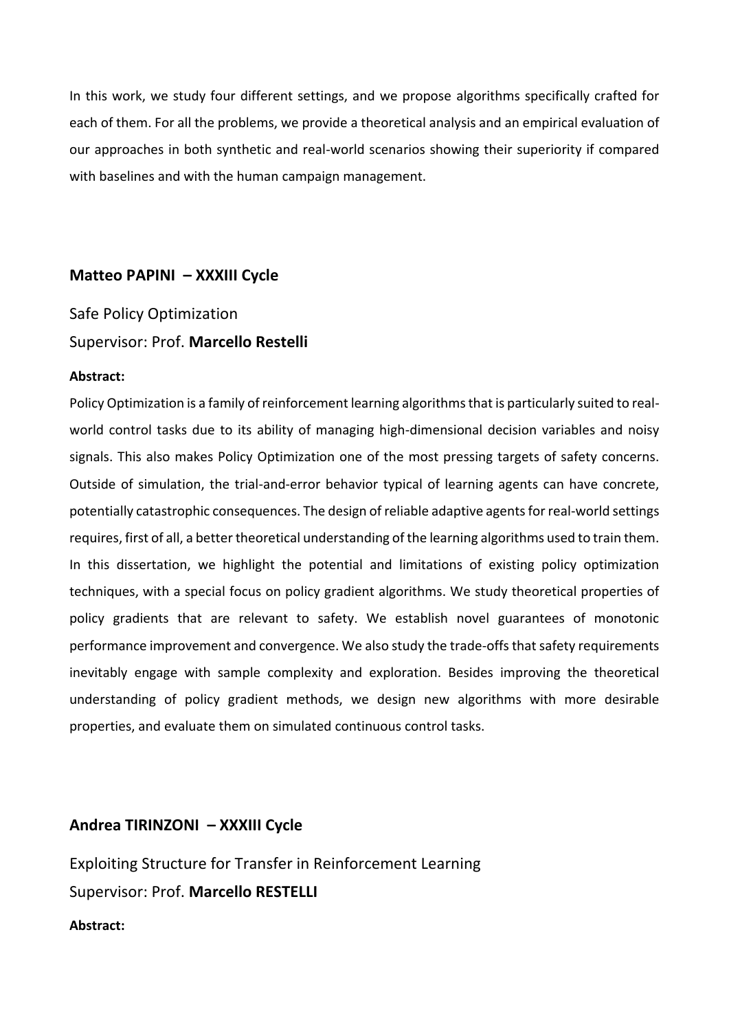In this work, we study four different settings, and we propose algorithms specifically crafted for each of them. For all the problems, we provide a theoretical analysis and an empirical evaluation of our approaches in both synthetic and real-world scenarios showing their superiority if compared with baselines and with the human campaign management.

## Matteo PAPINI – XXXIII Cycle

Safe Policy Optimization

Supervisor: Prof. **Marcello Restelli**

**Abstract:**

Policy Optimization is a family of reinforcement learning algorithms that is particularly suited to real-world control tasks due to its ability of managing high-dimensional decision variables and noisy signals. This also makes Policy Optimization one of the most pressing targets of safety concerns. Outside of simulation, the trial-and-error behavior typical of learning agents can have concrete, potentially catastrophic consequences. The design of reliable adaptive agents for real-world settings requires, first of all, a better theoretical understanding of the learning algorithms used to train them. In this dissertation, we highlight the potential and limitations of existing policy optimization techniques, with a special focus on policy gradient algorithms. We study theoretical properties of policy gradients that are relevant to safety. We establish novel guarantees of monotonic performance improvement and convergence. We also study the trade-offs that safety requirements inevitably engage with sample complexity and exploration. Besides improving the theoretical understanding of policy gradient methods, we design new algorithms with more desirable properties, and evaluate them on simulated continuous control tasks.

## Andrea TIRINZONI – XXXIII Cycle

Exploiting Structure for Transfer in Reinforcement Learning

Supervisor: Prof. **Marcello RESTELLI**

**Abstract:**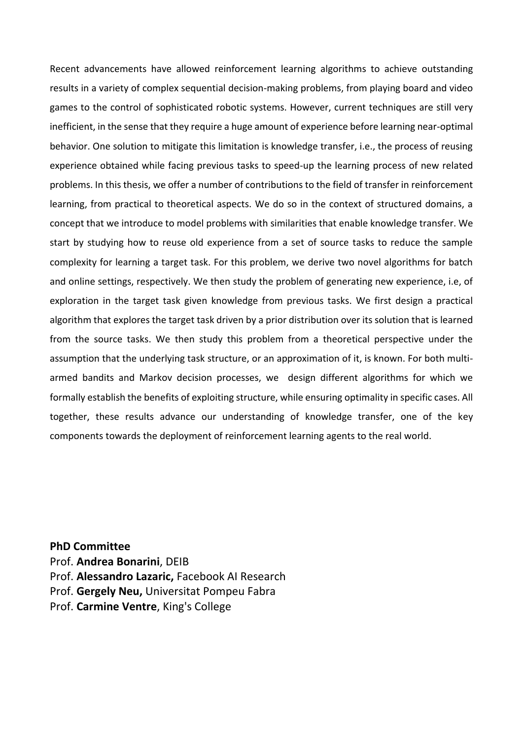Recent advancements have allowed reinforcement learning algorithms to achieve outstanding results in a variety of complex sequential decision-making problems, from playing board and video games to the control of sophisticated robotic systems. However, current techniques are still very inefficient, in the sense that they require a huge amount of experience before learning near-optimal behavior. One solution to mitigate this limitation is knowledge transfer, i.e., the process of reusing experience obtained while facing previous tasks to speed-up the learning process of new related problems. In this thesis, we offer a number of contributions to the field of transfer in reinforcement learning, from practical to theoretical aspects. We do so in the context of structured domains, a concept that we introduce to model problems with similarities that enable knowledge transfer. We start by studying how to reuse old experience from a set of source tasks to reduce the sample complexity for learning a target task. For this problem, we derive two novel algorithms for batch and online settings, respectively. We then study the problem of generating new experience, i.e, of exploration in the target task given knowledge from previous tasks. We first design a practical algorithm that explores the target task driven by a prior distribution over its solution that is learned from the source tasks. We then study this problem from a theoretical perspective under the assumption that the underlying task structure, or an approximation of it, is known. For both multi-armed bandits and Markov decision processes, we design different algorithms for which we formally establish the benefits of exploiting structure, while ensuring optimality in specific cases. All together, these results advance our understanding of knowledge transfer, one of the key components towards the deployment of reinforcement learning agents to the real world.

**PhD Committee**

Prof. **Andrea Bonarini**, DEIB

Prof. **Alessandro Lazaric,** Facebook AI Research

Prof. **Gergely Neu,** Universitat Pompeu Fabra

Prof. **Carmine Ventre**, King's College